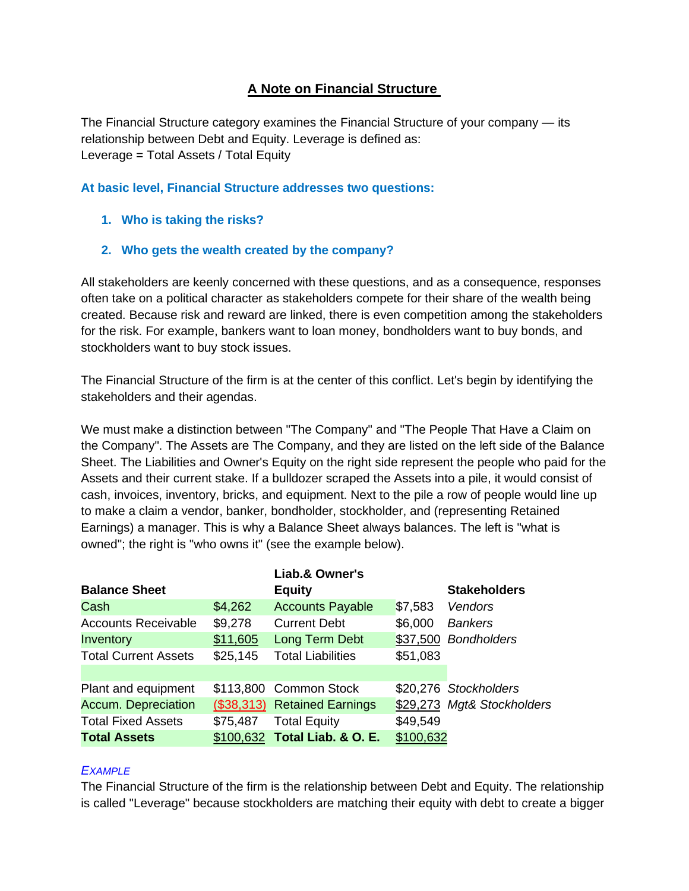# A Note on Financial Structure

The Financial Structure category examines the Financial Structure of your company — its relationship between Debt and Equity. Leverage is defined as:
Leverage = Total Assets / Total Equity

**At basic level, Financial Structure addresses two questions:**

1. **Who is taking the risks?**
2. **Who gets the wealth created by the company?**

All stakeholders are keenly concerned with these questions, and as a consequence, responses often take on a political character as stakeholders compete for their share of the wealth being created. Because risk and reward are linked, there is even competition among the stakeholders for the risk. For example, bankers want to loan money, bondholders want to buy bonds, and stockholders want to buy stock issues.

The Financial Structure of the firm is at the center of this conflict. Let's begin by identifying the stakeholders and their agendas.

We must make a distinction between "The Company" and "The People That Have a Claim on the Company". The Assets are The Company, and they are listed on the left side of the Balance Sheet. The Liabilities and Owner's Equity on the right side represent the people who paid for the Assets and their current stake. If a bulldozer scraped the Assets into a pile, it would consist of cash, invoices, inventory, bricks, and equipment. Next to the pile a row of people would line up to make a claim a vendor, banker, bondholder, stockholder, and (representing Retained Earnings) a manager. This is why a Balance Sheet always balances. The left is "what is owned"; the right is "who owns it" (see the example below).

| **Balance Sheet** | | **Liab.& Owner's Equity** | | **Stakeholders** |
|---|---|---|---|---|
| Cash | $4,262 | Accounts Payable | $7,583 | *Vendors* |
| Accounts Receivable | $9,278 | Current Debt | $6,000 | *Bankers* |
| Inventory | $11,605 | Long Term Debt | $37,500 | *Bondholders* |
| Total Current Assets | $25,145 | Total Liabilities | $51,083 | |
| | | | | |
| Plant and equipment | $113,800 | Common Stock | $20,276 | *Stockholders* |
| Accum. Depreciation | ($38,313) | Retained Earnings | $29,273 | *Mgt& Stockholders* |
| Total Fixed Assets | $75,487 | Total Equity | $49,549 | |
| **Total Assets** | $100,632 | **Total Liab. & O. E.** | $100,632 | |

*EXAMPLE*

The Financial Structure of the firm is the relationship between Debt and Equity. The relationship is called "Leverage" because stockholders are matching their equity with debt to create a bigger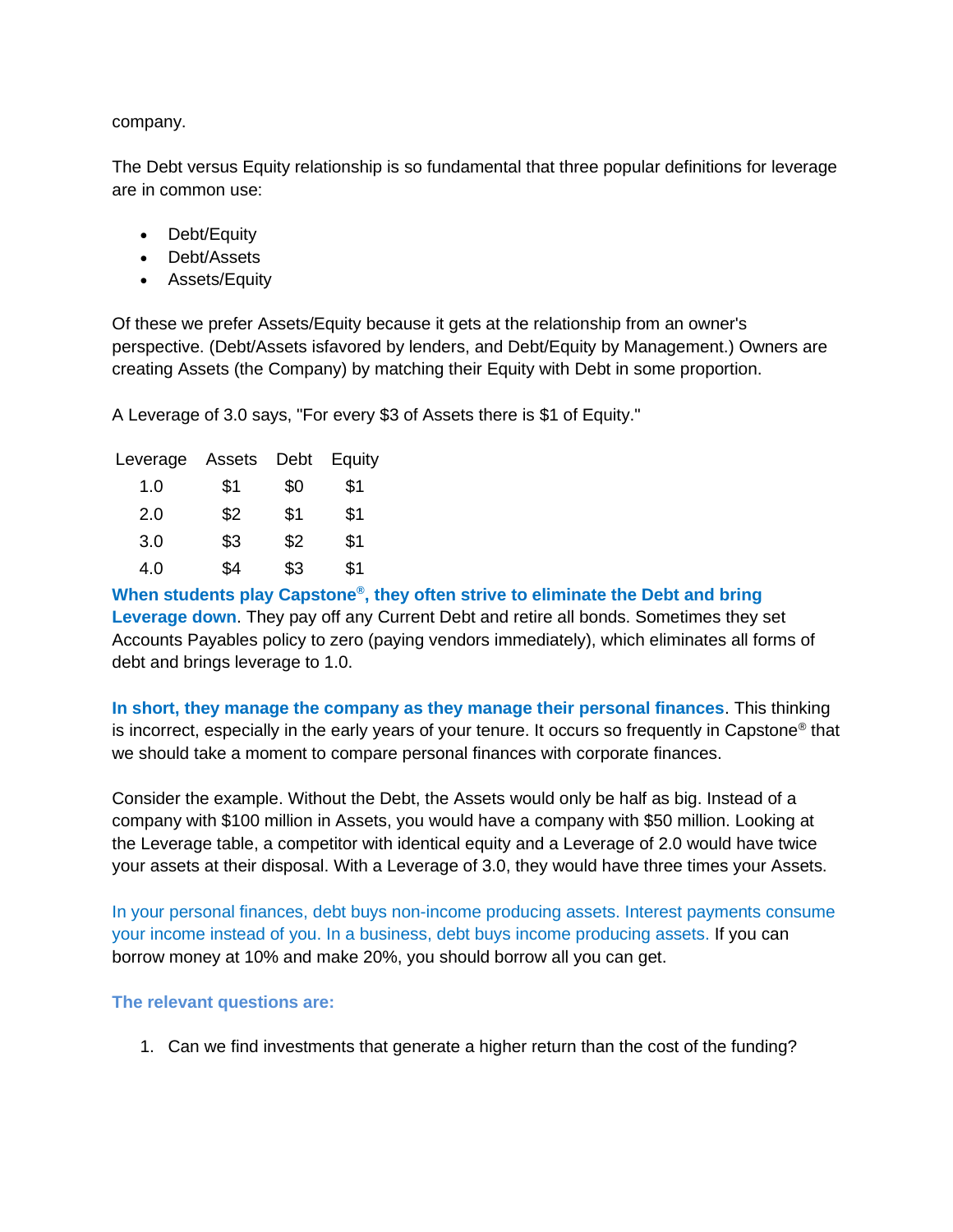company.

The Debt versus Equity relationship is so fundamental that three popular definitions for leverage are in common use:

- Debt/Equity
- Debt/Assets
- Assets/Equity

Of these we prefer Assets/Equity because it gets at the relationship from an owner's perspective. (Debt/Assets isfavored by lenders, and Debt/Equity by Management.) Owners are creating Assets (the Company) by matching their Equity with Debt in some proportion.

A Leverage of 3.0 says, "For every $3 of Assets there is $1 of Equity."

| Leverage | Assets | Debt | Equity |
|---|---|---|---|
| 1.0 | $1 | $0 | $1 |
| 2.0 | $2 | $1 | $1 |
| 3.0 | $3 | $2 | $1 |
| 4.0 | $4 | $3 | $1 |

**When students play Capstone®, they often strive to eliminate the Debt and bring Leverage down**. They pay off any Current Debt and retire all bonds. Sometimes they set Accounts Payables policy to zero (paying vendors immediately), which eliminates all forms of debt and brings leverage to 1.0.

**In short, they manage the company as they manage their personal finances**. This thinking is incorrect, especially in the early years of your tenure. It occurs so frequently in Capstone® that we should take a moment to compare personal finances with corporate finances.

Consider the example. Without the Debt, the Assets would only be half as big. Instead of a company with $100 million in Assets, you would have a company with $50 million. Looking at the Leverage table, a competitor with identical equity and a Leverage of 2.0 would have twice your assets at their disposal. With a Leverage of 3.0, they would have three times your Assets.

In your personal finances, debt buys non-income producing assets. Interest payments consume your income instead of you. In a business, debt buys income producing assets. If you can borrow money at 10% and make 20%, you should borrow all you can get.

**The relevant questions are:**

1. Can we find investments that generate a higher return than the cost of the funding?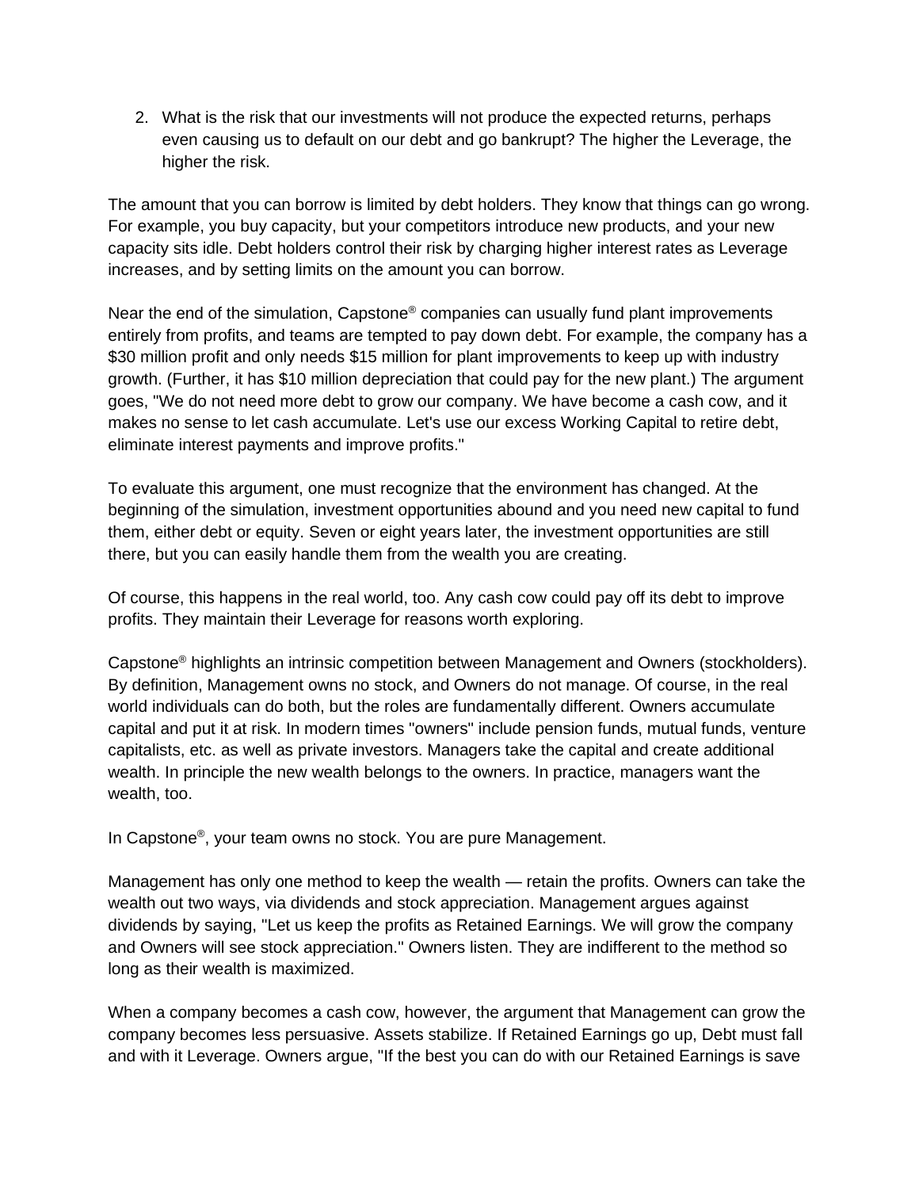2. What is the risk that our investments will not produce the expected returns, perhaps even causing us to default on our debt and go bankrupt? The higher the Leverage, the higher the risk.

The amount that you can borrow is limited by debt holders. They know that things can go wrong. For example, you buy capacity, but your competitors introduce new products, and your new capacity sits idle. Debt holders control their risk by charging higher interest rates as Leverage increases, and by setting limits on the amount you can borrow.

Near the end of the simulation, Capstone® companies can usually fund plant improvements entirely from profits, and teams are tempted to pay down debt. For example, the company has a $30 million profit and only needs $15 million for plant improvements to keep up with industry growth. (Further, it has $10 million depreciation that could pay for the new plant.) The argument goes, "We do not need more debt to grow our company. We have become a cash cow, and it makes no sense to let cash accumulate. Let's use our excess Working Capital to retire debt, eliminate interest payments and improve profits."

To evaluate this argument, one must recognize that the environment has changed. At the beginning of the simulation, investment opportunities abound and you need new capital to fund them, either debt or equity. Seven or eight years later, the investment opportunities are still there, but you can easily handle them from the wealth you are creating.

Of course, this happens in the real world, too. Any cash cow could pay off its debt to improve profits. They maintain their Leverage for reasons worth exploring.

Capstone® highlights an intrinsic competition between Management and Owners (stockholders). By definition, Management owns no stock, and Owners do not manage. Of course, in the real world individuals can do both, but the roles are fundamentally different. Owners accumulate capital and put it at risk. In modern times "owners" include pension funds, mutual funds, venture capitalists, etc. as well as private investors. Managers take the capital and create additional wealth. In principle the new wealth belongs to the owners. In practice, managers want the wealth, too.

In Capstone®, your team owns no stock. You are pure Management.

Management has only one method to keep the wealth — retain the profits. Owners can take the wealth out two ways, via dividends and stock appreciation. Management argues against dividends by saying, "Let us keep the profits as Retained Earnings. We will grow the company and Owners will see stock appreciation." Owners listen. They are indifferent to the method so long as their wealth is maximized.

When a company becomes a cash cow, however, the argument that Management can grow the company becomes less persuasive. Assets stabilize. If Retained Earnings go up, Debt must fall and with it Leverage. Owners argue, "If the best you can do with our Retained Earnings is save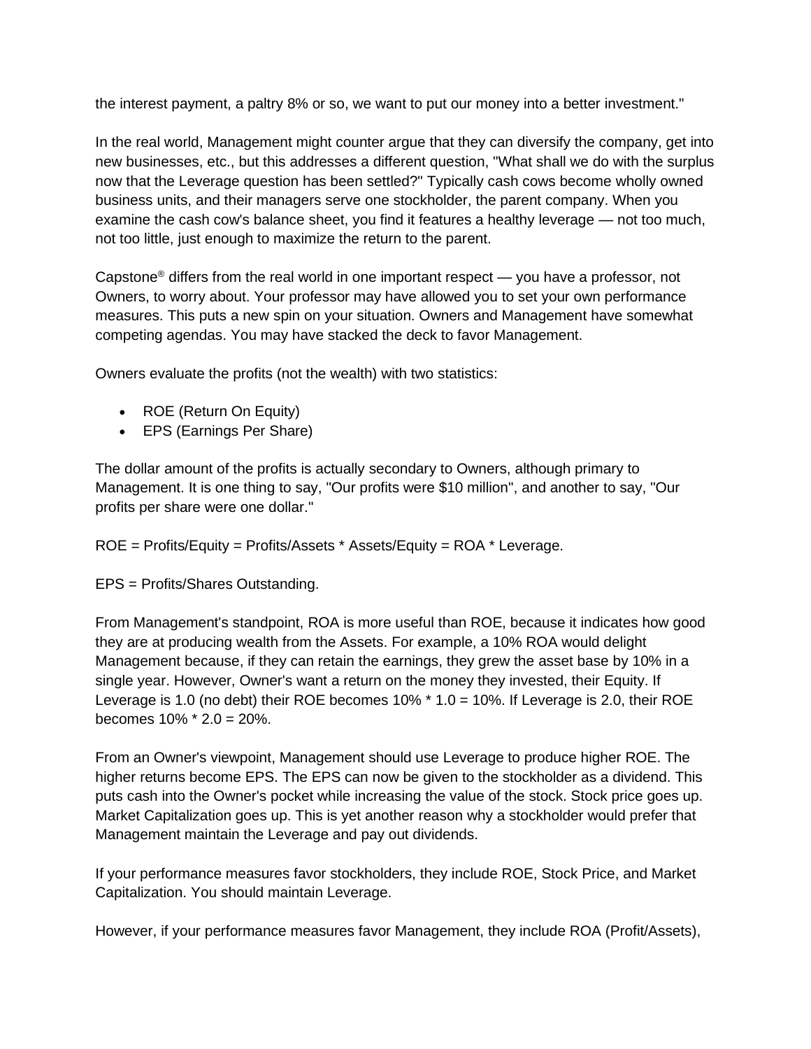the interest payment, a paltry 8% or so, we want to put our money into a better investment."

In the real world, Management might counter argue that they can diversify the company, get into new businesses, etc., but this addresses a different question, "What shall we do with the surplus now that the Leverage question has been settled?" Typically cash cows become wholly owned business units, and their managers serve one stockholder, the parent company. When you examine the cash cow's balance sheet, you find it features a healthy leverage — not too much, not too little, just enough to maximize the return to the parent.

Capstone® differs from the real world in one important respect — you have a professor, not Owners, to worry about. Your professor may have allowed you to set your own performance measures. This puts a new spin on your situation. Owners and Management have somewhat competing agendas. You may have stacked the deck to favor Management.

Owners evaluate the profits (not the wealth) with two statistics:

- ROE (Return On Equity)
- EPS (Earnings Per Share)

The dollar amount of the profits is actually secondary to Owners, although primary to Management. It is one thing to say, "Our profits were $10 million", and another to say, "Our profits per share were one dollar."

ROE = Profits/Equity = Profits/Assets * Assets/Equity = ROA * Leverage.

EPS = Profits/Shares Outstanding.

From Management's standpoint, ROA is more useful than ROE, because it indicates how good they are at producing wealth from the Assets. For example, a 10% ROA would delight Management because, if they can retain the earnings, they grew the asset base by 10% in a single year. However, Owner's want a return on the money they invested, their Equity. If Leverage is 1.0 (no debt) their ROE becomes 10% * 1.0 = 10%. If Leverage is 2.0, their ROE becomes 10% * 2.0 = 20%.

From an Owner's viewpoint, Management should use Leverage to produce higher ROE. The higher returns become EPS. The EPS can now be given to the stockholder as a dividend. This puts cash into the Owner's pocket while increasing the value of the stock. Stock price goes up. Market Capitalization goes up. This is yet another reason why a stockholder would prefer that Management maintain the Leverage and pay out dividends.

If your performance measures favor stockholders, they include ROE, Stock Price, and Market Capitalization. You should maintain Leverage.

However, if your performance measures favor Management, they include ROA (Profit/Assets),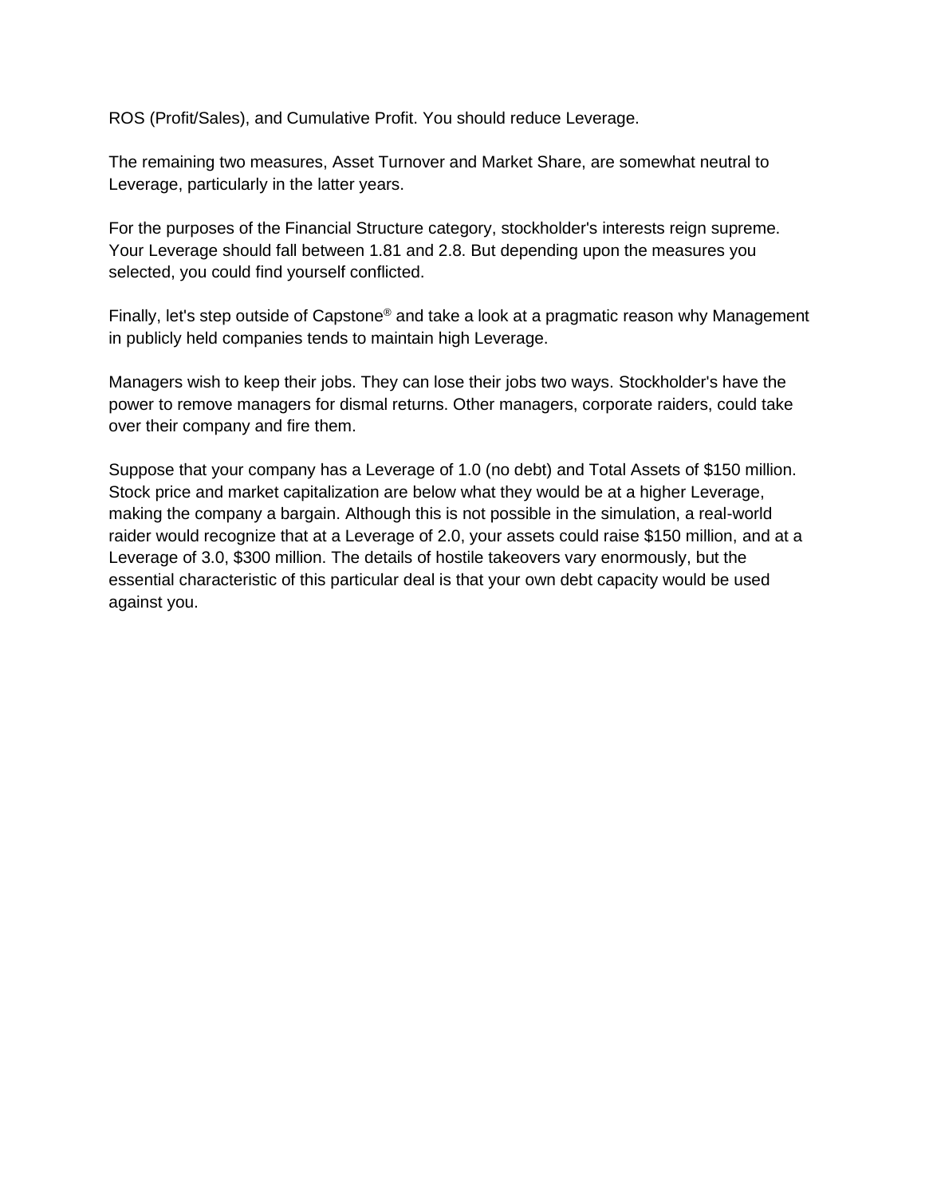ROS (Profit/Sales), and Cumulative Profit. You should reduce Leverage.

The remaining two measures, Asset Turnover and Market Share, are somewhat neutral to Leverage, particularly in the latter years.

For the purposes of the Financial Structure category, stockholder's interests reign supreme. Your Leverage should fall between 1.81 and 2.8. But depending upon the measures you selected, you could find yourself conflicted.

Finally, let's step outside of Capstone® and take a look at a pragmatic reason why Management in publicly held companies tends to maintain high Leverage.

Managers wish to keep their jobs. They can lose their jobs two ways. Stockholder's have the power to remove managers for dismal returns. Other managers, corporate raiders, could take over their company and fire them.

Suppose that your company has a Leverage of 1.0 (no debt) and Total Assets of $150 million. Stock price and market capitalization are below what they would be at a higher Leverage, making the company a bargain. Although this is not possible in the simulation, a real-world raider would recognize that at a Leverage of 2.0, your assets could raise $150 million, and at a Leverage of 3.0, $300 million. The details of hostile takeovers vary enormously, but the essential characteristic of this particular deal is that your own debt capacity would be used against you.